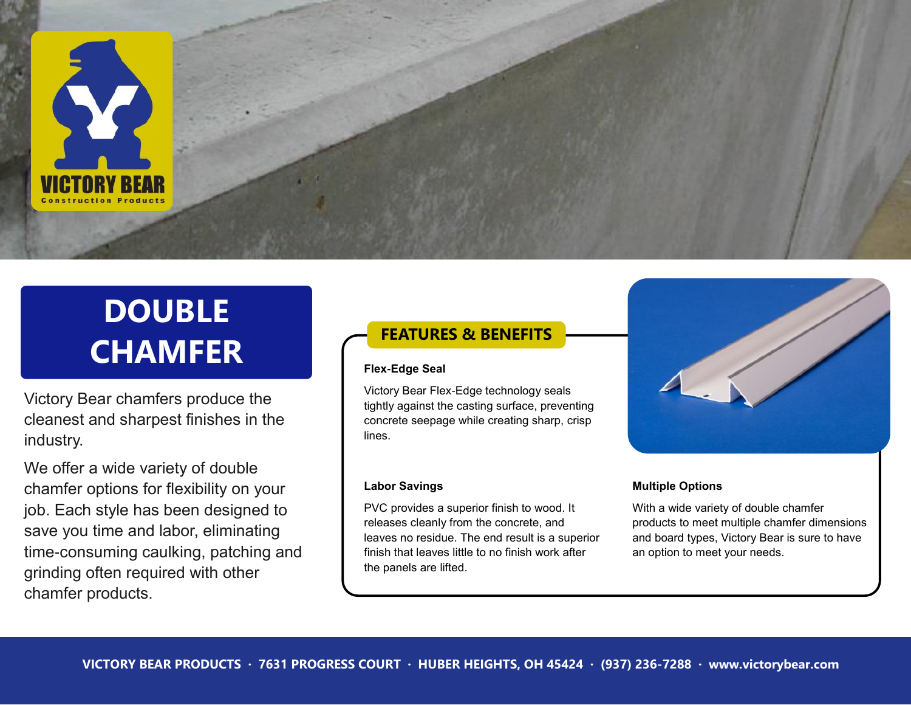# DOUBLE CHAMFER

Victory Bear chamfers produce the cleanest and sharpest finishes in the industry.

We offer a wide variety of double chamfer options for flexibility on your job. Each style has been designed to save you time and labor, eliminating time-consuming caulking, patching and grinding often required with other chamfer products.

## FEATURES & BENEFITS

**Flex-Edge Seal**

Victory Bear Flex-Edge technology seals tightly against the casting surface, preventing concrete seepage while creating sharp, crisp lines.

**Labor Savings**

PVC provides a superior finish to wood. It releases cleanly from the concrete, and leaves no residue. The end result is a superior finish that leaves little to no finish work after the panels are lifted.

**Multiple Options**

With a wide variety of double chamfer products to meet multiple chamfer dimensions and board types, Victory Bear is sure to have an option to meet your needs.

VICTORY BEAR PRODUCTS · 7631 PROGRESS COURT · HUBER HEIGHTS, OH 45424 · (937) 236-7288 · www.victorybear.com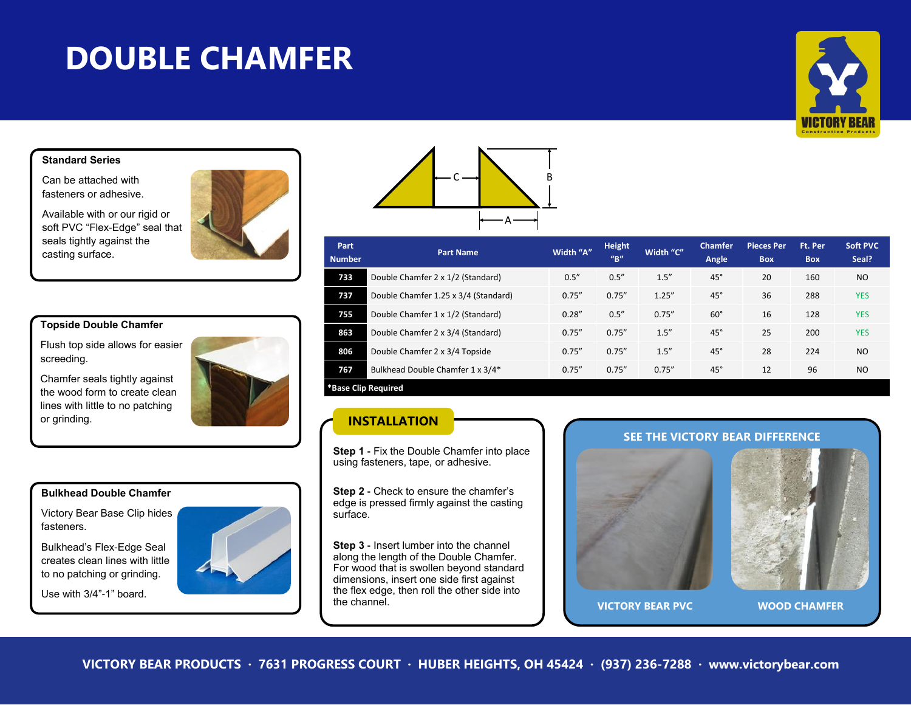# DOUBLE CHAMFER

### Standard Series

Can be attached with fasteners or adhesive.

Available with or our rigid or soft PVC “Flex-Edge” seal that seals tightly against the casting surface.

### Topside Double Chamfer

Flush top side allows for easier screeding.

Chamfer seals tightly against the wood form to create clean lines with little to no patching or grinding.

### Bulkhead Double Chamfer

Victory Bear Base Clip hides fasteners.

Bulkhead’s Flex-Edge Seal creates clean lines with little to no patching or grinding.

Use with 3/4”-1” board.

C
B
A

| Part Number | Part Name | Width “A” | Height “B” | Width “C” | Chamfer Angle | Pieces Per Box | Ft. Per Box | Soft PVC Seal? |
|---|---|---|---|---|---|---|---|---|
| 733 | Double Chamfer 2 x 1/2 (Standard) | 0.5″ | 0.5″ | 1.5″ | 45° | 20 | 160 | NO |
| 737 | Double Chamfer 1.25 x 3/4 (Standard) | 0.75″ | 0.75″ | 1.25″ | 45° | 36 | 288 | YES |
| 755 | Double Chamfer 1 x 1/2 (Standard) | 0.28″ | 0.5″ | 0.75″ | 60° | 16 | 128 | YES |
| 863 | Double Chamfer 2 x 3/4 (Standard) | 0.75″ | 0.75″ | 1.5″ | 45° | 25 | 200 | YES |
| 806 | Double Chamfer 2 x 3/4 Topside | 0.75″ | 0.75″ | 1.5″ | 45° | 28 | 224 | NO |
| 767 | Bulkhead Double Chamfer 1 x 3/4* | 0.75″ | 0.75″ | 0.75″ | 45° | 12 | 96 | NO |

*Base Clip Required

## INSTALLATION

**Step 1 -** Fix the Double Chamfer into place using fasteners, tape, or adhesive.

**Step 2 -** Check to ensure the chamfer’s edge is pressed firmly against the casting surface.

**Step 3 -** Insert lumber into the channel along the length of the Double Chamfer. For wood that is swollen beyond standard dimensions, insert one side first against the flex edge, then roll the other side into the channel.

## SEE THE VICTORY BEAR DIFFERENCE

VICTORY BEAR PVC

WOOD CHAMFER

VICTORY BEAR PRODUCTS · 7631 PROGRESS COURT · HUBER HEIGHTS, OH 45424 · (937) 236-7288 · www.victorybear.com